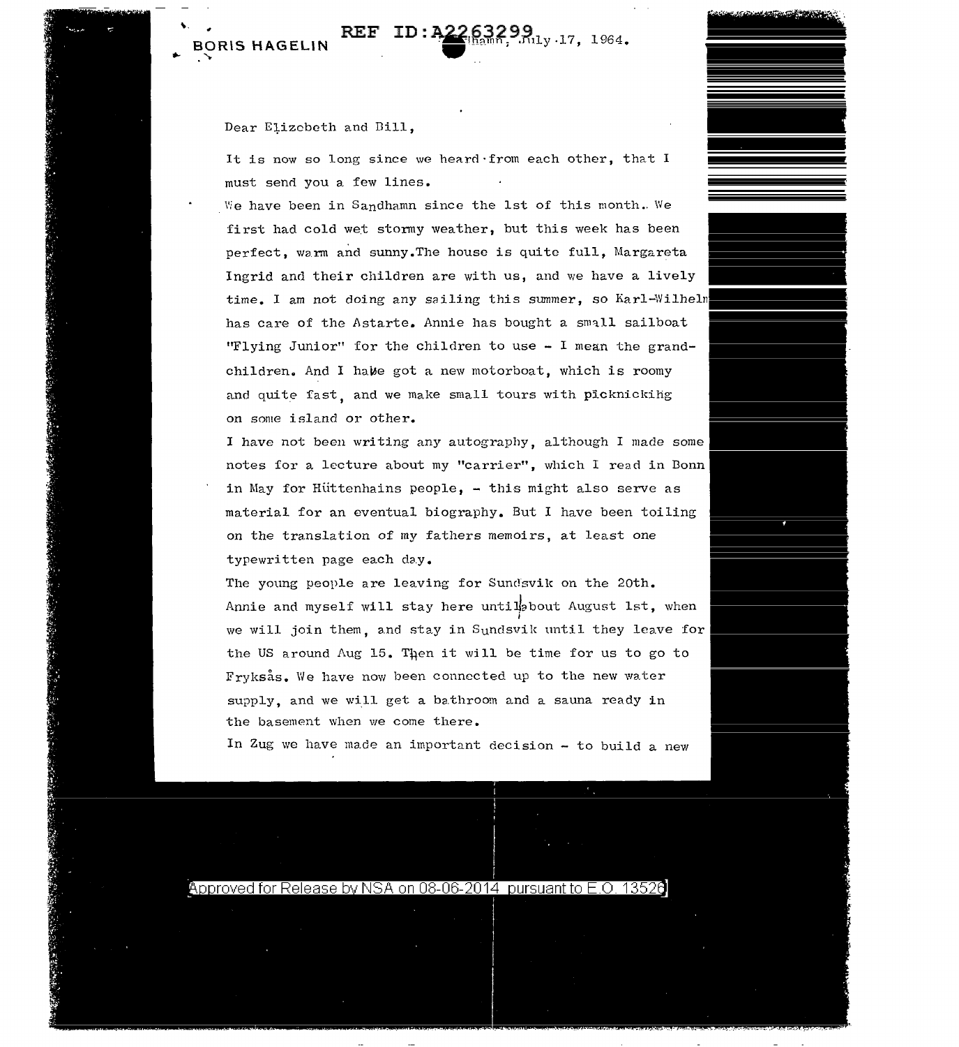BORIS HAGELIN

Sandhamn, July 17, 1964.

Dear Elizabeth and Bill,

It is now so long since we heard from each other, that I must send you a few lines.

We have been in Sandhamn since the 1st of this month. We first had cold wet stormy weather, but this week has been perfect, warm and sunny. The house is quite full, Margareta Ingrid and their children are with us, and we have a lively time. I am not doing any sailing this summer, so Karl-Wilhelm has care of the Astarte. Annie has bought a small sailboat "Flying Junior" for the children to use - I mean the grand-children. And I have got a new motorboat, which is roomy and quite fast, and we make small tours with picknicking on some island or other.

I have not been writing any autography, although I made some notes for a lecture about my "carrier", which I read in Bonn in May for Hüttenhains people, - this might also serve as material for an eventual biography. But I have been toiling on the translation of my fathers memoirs, at least one typewritten page each day.

The young people are leaving for Sundsvik on the 20th. Annie and myself will stay here until about August 1st, when we will join them, and stay in Sundsvik until they leave for the US around Aug 15. Then it will be time for us to go to Fryksås. We have now been connected up to the new water supply, and we will get a bathroom and a sauna ready in the basement when we come there.

In Zug we have made an important decision - to build a new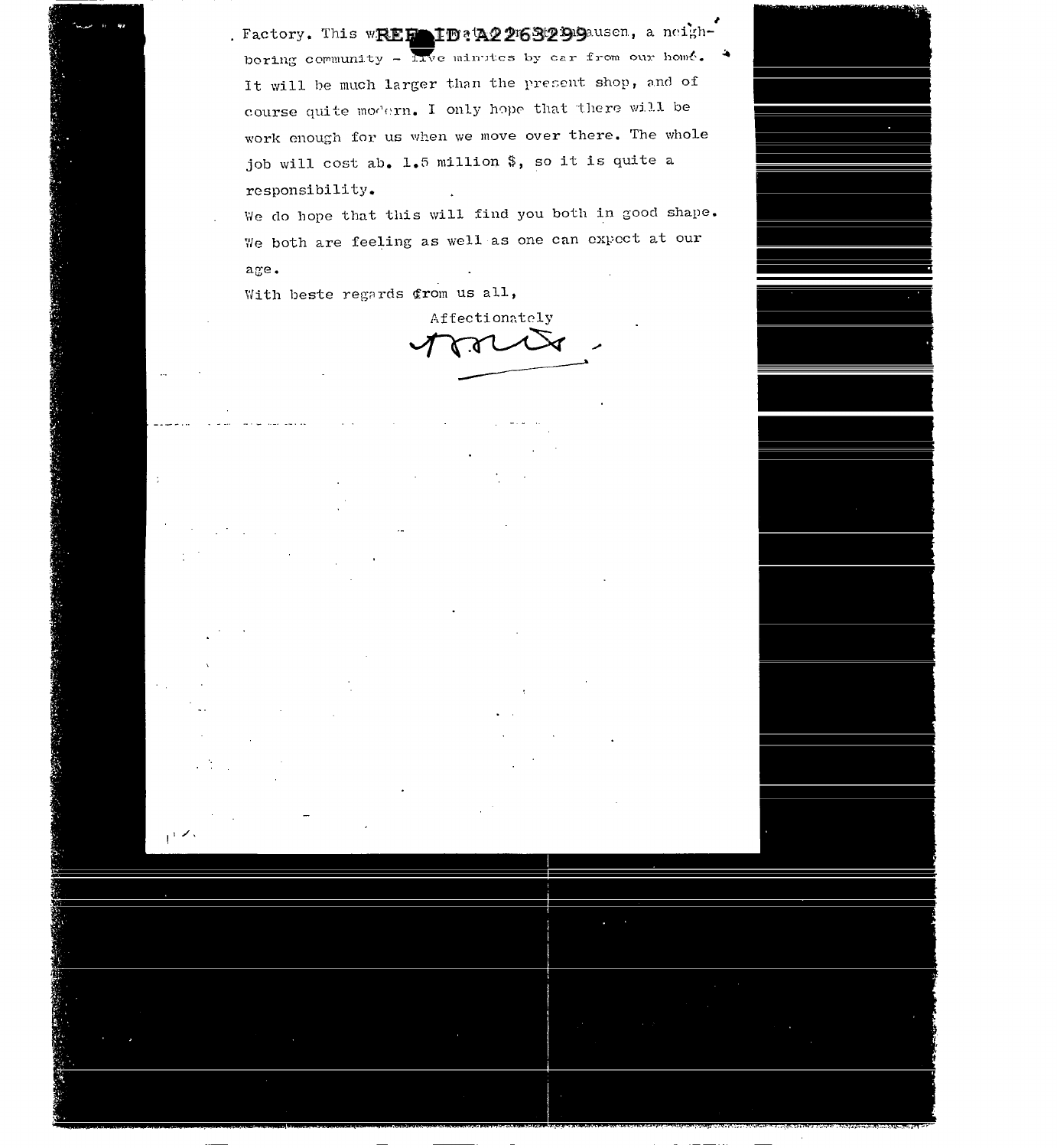. Factory. This will be at ...ausen, a neighboring community - five minutes by car from our home. It will be much larger than the present shop, and of course quite modern. I only hope that there will be work enough for us when we move over there. The whole job will cost ab. 1.5 million $, so it is quite a responsibility.

We do hope that this will find you both in good shape. We both are feeling as well as one can expect at our age.

With beste regards from us all,

Affectionately